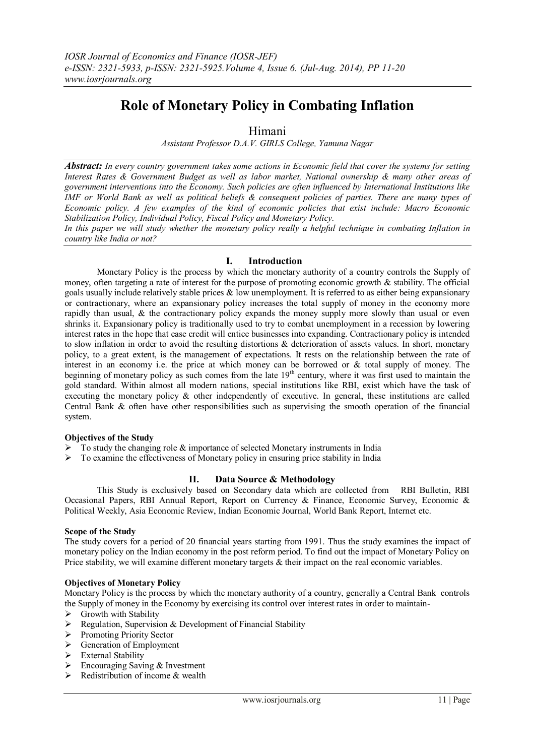# Role of Monetary Policy in Combating Inflation

Himani

*Assistant Professor D.A.V. GIRLS College, Yamuna Nagar*

***Abstract:*** *In every country government takes some actions in Economic field that cover the systems for setting Interest Rates & Government Budget as well as labor market, National ownership & many other areas of government interventions into the Economy. Such policies are often influenced by International Institutions like IMF or World Bank as well as political beliefs & consequent policies of parties. There are many types of Economic policy. A few examples of the kind of economic policies that exist include: Macro Economic Stabilization Policy, Individual Policy, Fiscal Policy and Monetary Policy.*

*In this paper we will study whether the monetary policy really a helpful technique in combating Inflation in country like India or not?*

## I. Introduction

Monetary Policy is the process by which the monetary authority of a country controls the Supply of money, often targeting a rate of interest for the purpose of promoting economic growth & stability. The official goals usually include relatively stable prices & low unemployment. It is referred to as either being expansionary or contractionary, where an expansionary policy increases the total supply of money in the economy more rapidly than usual, & the contractionary policy expands the money supply more slowly than usual or even shrinks it. Expansionary policy is traditionally used to try to combat unemployment in a recession by lowering interest rates in the hope that ease credit will entice businesses into expanding. Contractionary policy is intended to slow inflation in order to avoid the resulting distortions & deterioration of assets values. In short, monetary policy, to a great extent, is the management of expectations. It rests on the relationship between the rate of interest in an economy i.e. the price at which money can be borrowed or & total supply of money. The beginning of monetary policy as such comes from the late 19th century, where it was first used to maintain the gold standard. Within almost all modern nations, special institutions like RBI, exist which have the task of executing the monetary policy & other independently of executive. In general, these institutions are called Central Bank & often have other responsibilities such as supervising the smooth operation of the financial system.

### Objectives of the Study

- To study the changing role & importance of selected Monetary instruments in India
- To examine the effectiveness of Monetary policy in ensuring price stability in India

## II. Data Source & Methodology

This Study is exclusively based on Secondary data which are collected from RBI Bulletin, RBI Occasional Papers, RBI Annual Report, Report on Currency & Finance, Economic Survey, Economic & Political Weekly, Asia Economic Review, Indian Economic Journal, World Bank Report, Internet etc.

### Scope of the Study

The study covers for a period of 20 financial years starting from 1991. Thus the study examines the impact of monetary policy on the Indian economy in the post reform period. To find out the impact of Monetary Policy on Price stability, we will examine different monetary targets & their impact on the real economic variables.

### Objectives of Monetary Policy

Monetary Policy is the process by which the monetary authority of a country, generally a Central Bank controls the Supply of money in the Economy by exercising its control over interest rates in order to maintain-

- Growth with Stability
- Regulation, Supervision & Development of Financial Stability
- Promoting Priority Sector
- Generation of Employment
- External Stability
- Encouraging Saving & Investment
- Redistribution of income & wealth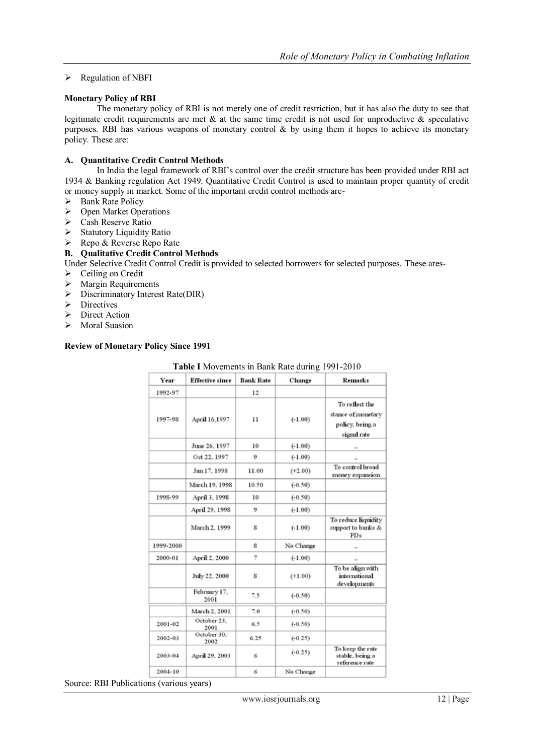- Regulation of NBFI

**Monetary Policy of RBI**

The monetary policy of RBI is not merely one of credit restriction, but it has also the duty to see that legitimate credit requirements are met & at the same time credit is not used for unproductive & speculative purposes. RBI has various weapons of monetary control & by using them it hopes to achieve its monetary policy. These are:

**A. Quantitative Credit Control Methods**

In India the legal framework of RBI's control over the credit structure has been provided under RBI act 1934 & Banking regulation Act 1949. Quantitative Credit Control is used to maintain proper quantity of credit or money supply in market. Some of the important credit control methods are-

- Bank Rate Policy
- Open Market Operations
- Cash Reserve Ratio
- Statutory Liquidity Ratio
- Repo & Reverse Repo Rate

**B. Qualitative Credit Control Methods**

Under Selective Credit Control Credit is provided to selected borrowers for selected purposes. These ares-

- Ceiling on Credit
- Margin Requirements
- Discriminatory Interest Rate(DIR)
- Directives
- Direct Action
- Moral Suasion

**Review of Monetary Policy Since 1991**

**Table I** Movements in Bank Rate during 1991-2010

| Year | Effective since | Bank Rate | Change | Remarks |
|---|---|---|---|---|
| 1992-97 | | 12 | | |
| 1997-98 | April 16,1997 | 11 | (-1.00) | To reflect the stance of monetary policy, being a signal rate |
| | June 26, 1997 | 10 | (-1.00) | ,, |
| | Oct 22, 1997 | 9 | (-1.00) | ,, |
| | Jan 17, 1998 | 11.00 | (+2.00) | To control broad money expansion |
| | March 19, 1998 | 10.50 | (-0.50) | |
| 1998-99 | April 3, 1998 | 10 | (-0.50) | |
| | April 29, 1998 | 9 | (-1.00) | |
| | March 2, 1999 | 8 | (-1.00) | To reduce liquidity support to banks & PDs |
| 1999-2000 | | 8 | No Change | ,, |
| 2000-01 | April 2, 2000 | 7 | (-1.00) | ,, |
| | July 22, 2000 | 8 | (+1.00) | To be align with international developments |
| | February 17, 2001 | 7.5 | (-0.50) | |
| | March 2, 2001 | 7.0 | (-0.50) | |
| 2001-02 | October 23, 2001 | 6.5 | (-0.50) | |
| 2002-03 | October 30, 2002 | 6.25 | (-0.25) | |
| 2003-04 | April 29, 2003 | 6 | (-0.25) | To keep the rate stable, being a reference rate |
| 2004-10 | | 6 | No Change | |

Source: RBI Publications (various years)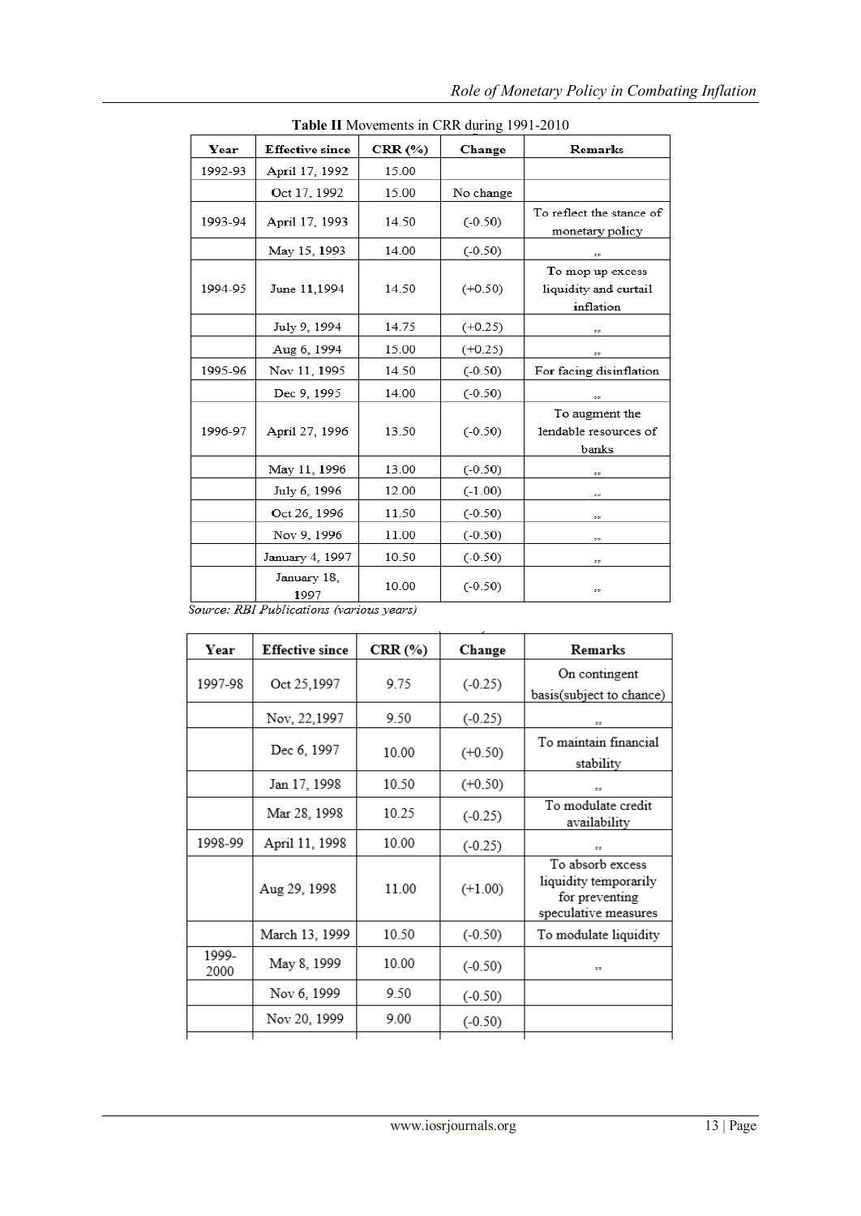**Table II** Movements in CRR during 1991-2010

| Year | Effective since | CRR (%) | Change | Remarks |
|---|---|---|---|---|
| 1992-93 | April 17, 1992 | 15.00 | | |
| | Oct 17, 1992 | 15.00 | No change | |
| 1993-94 | April 17, 1993 | 14.50 | (-0.50) | To reflect the stance of monetary policy |
| | May 15, 1993 | 14.00 | (-0.50) | ,, |
| 1994-95 | June 11,1994 | 14.50 | (+0.50) | To mop up excess liquidity and curtail inflation |
| | July 9, 1994 | 14.75 | (+0.25) | ,, |
| | Aug 6, 1994 | 15.00 | (+0.25) | ,, |
| 1995-96 | Nov 11, 1995 | 14.50 | (-0.50) | For facing disinflation |
| | Dec 9, 1995 | 14.00 | (-0.50) | ,, |
| 1996-97 | April 27, 1996 | 13.50 | (-0.50) | To augment the lendable resources of banks |
| | May 11, 1996 | 13.00 | (-0.50) | ,, |
| | July 6, 1996 | 12.00 | (-1.00) | ,, |
| | Oct 26, 1996 | 11.50 | (-0.50) | ,, |
| | Nov 9, 1996 | 11.00 | (-0.50) | ,, |
| | January 4, 1997 | 10.50 | (-0.50) | ,, |
| | January 18, 1997 | 10.00 | (-0.50) | ,, |

*Source: RBI Publications (various years)*

| Year | Effective since | CRR (%) | Change | Remarks |
|---|---|---|---|---|
| 1997-98 | Oct 25,1997 | 9.75 | (-0.25) | On contingent basis(subject to chance) |
| | Nov, 22,1997 | 9.50 | (-0.25) | ,, |
| | Dec 6, 1997 | 10.00 | (+0.50) | To maintain financial stability |
| | Jan 17, 1998 | 10.50 | (+0.50) | ,, |
| | Mar 28, 1998 | 10.25 | (-0.25) | To modulate credit availability |
| 1998-99 | April 11, 1998 | 10.00 | (-0.25) | ,, |
| | Aug 29, 1998 | 11.00 | (+1.00) | To absorb excess liquidity temporarily for preventing speculative measures |
| | March 13, 1999 | 10.50 | (-0.50) | To modulate liquidity |
| 1999-2000 | May 8, 1999 | 10.00 | (-0.50) | ,, |
| | Nov 6, 1999 | 9.50 | (-0.50) | |
| | Nov 20, 1999 | 9.00 | (-0.50) | |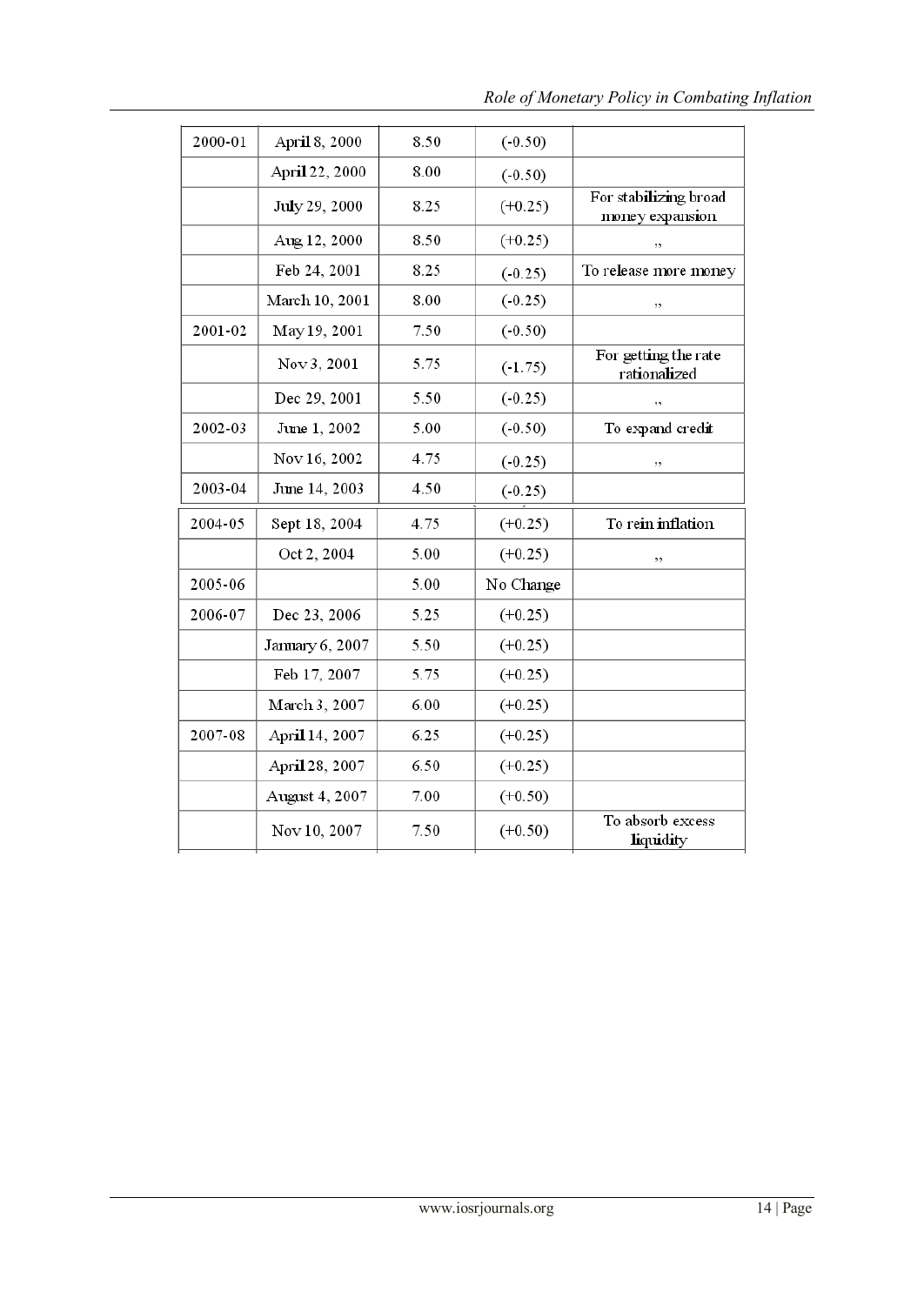| 2000-01 | April 8, 2000 | 8.50 | (-0.50) | |
|---|---|---|---|---|
| | April 22, 2000 | 8.00 | (-0.50) | |
| | July 29, 2000 | 8.25 | (+0.25) | For stabilizing broad money expansion |
| | Aug 12, 2000 | 8.50 | (+0.25) | ,, |
| | Feb 24, 2001 | 8.25 | (-0.25) | To release more money |
| | March 10, 2001 | 8.00 | (-0.25) | ,, |
| 2001-02 | May 19, 2001 | 7.50 | (-0.50) | |
| | Nov 3, 2001 | 5.75 | (-1.75) | For getting the rate rationalized |
| | Dec 29, 2001 | 5.50 | (-0.25) | ,, |
| 2002-03 | June 1, 2002 | 5.00 | (-0.50) | To expand credit |
| | Nov 16, 2002 | 4.75 | (-0.25) | ,, |
| 2003-04 | June 14, 2003 | 4.50 | (-0.25) | |
| 2004-05 | Sept 18, 2004 | 4.75 | (+0.25) | To rein inflation |
| | Oct 2, 2004 | 5.00 | (+0.25) | ,, |
| 2005-06 | | 5.00 | No Change | |
| 2006-07 | Dec 23, 2006 | 5.25 | (+0.25) | |
| | January 6, 2007 | 5.50 | (+0.25) | |
| | Feb 17, 2007 | 5.75 | (+0.25) | |
| | March 3, 2007 | 6.00 | (+0.25) | |
| 2007-08 | April 14, 2007 | 6.25 | (+0.25) | |
| | April 28, 2007 | 6.50 | (+0.25) | |
| | August 4, 2007 | 7.00 | (+0.50) | |
| | Nov 10, 2007 | 7.50 | (+0.50) | To absorb excess liquidity |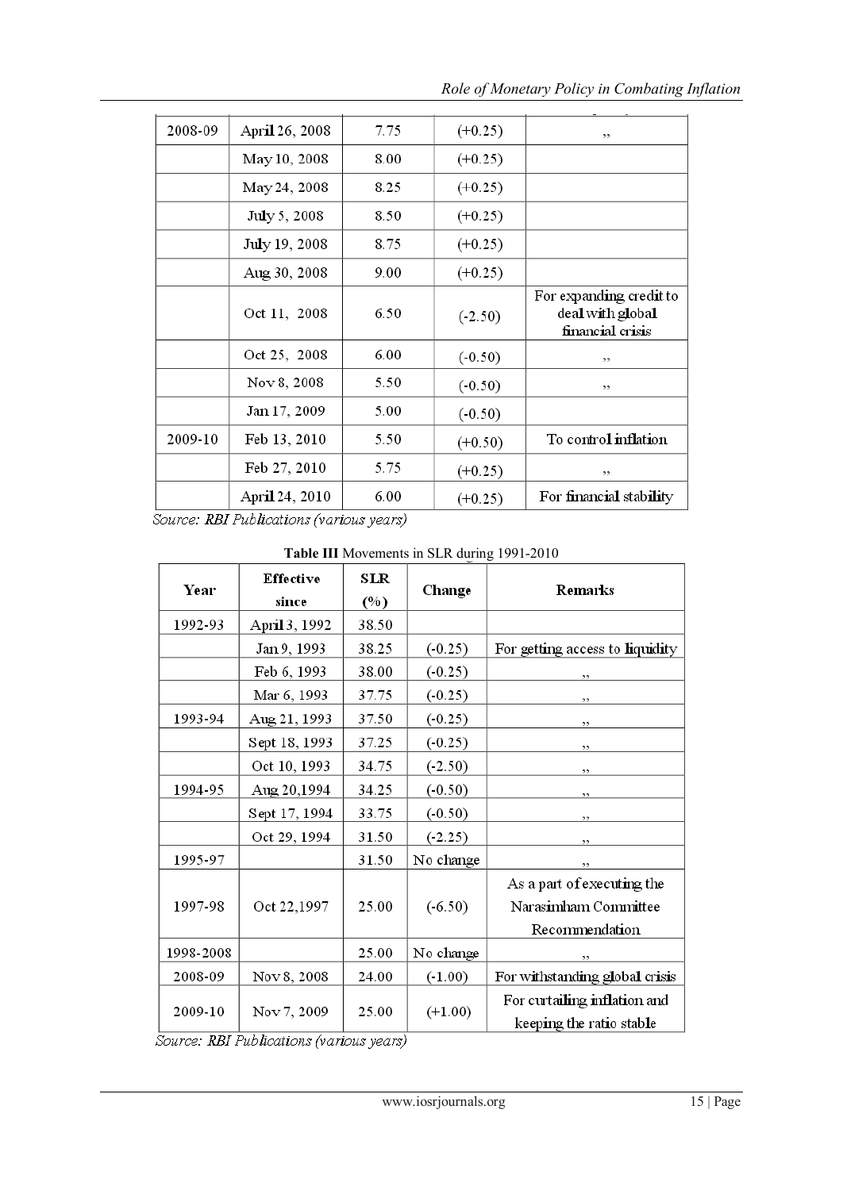| 2008-09 | April 26, 2008 | 7.75 | (+0.25) | ,, |
|---|---|---|---|---|
| | May 10, 2008 | 8.00 | (+0.25) | |
| | May 24, 2008 | 8.25 | (+0.25) | |
| | July 5, 2008 | 8.50 | (+0.25) | |
| | July 19, 2008 | 8.75 | (+0.25) | |
| | Aug 30, 2008 | 9.00 | (+0.25) | |
| | Oct 11, 2008 | 6.50 | (-2.50) | For expanding credit to deal with global financial crisis |
| | Oct 25, 2008 | 6.00 | (-0.50) | ,, |
| | Nov 8, 2008 | 5.50 | (-0.50) | ,, |
| | Jan 17, 2009 | 5.00 | (-0.50) | |
| 2009-10 | Feb 13, 2010 | 5.50 | (+0.50) | To control inflation |
| | Feb 27, 2010 | 5.75 | (+0.25) | ,, |
| | April 24, 2010 | 6.00 | (+0.25) | For financial stability |

*Source: RBI Publications (various years)*

**Table III** Movements in SLR during 1991-2010

| Year | Effective since | SLR (%) | Change | Remarks |
|---|---|---|---|---|
| 1992-93 | April 3, 1992 | 38.50 | | |
| | Jan 9, 1993 | 38.25 | (-0.25) | For getting access to liquidity |
| | Feb 6, 1993 | 38.00 | (-0.25) | ,, |
| | Mar 6, 1993 | 37.75 | (-0.25) | ,, |
| 1993-94 | Aug 21, 1993 | 37.50 | (-0.25) | ,, |
| | Sept 18, 1993 | 37.25 | (-0.25) | ,, |
| | Oct 10, 1993 | 34.75 | (-2.50) | ,, |
| 1994-95 | Aug 20,1994 | 34.25 | (-0.50) | ,, |
| | Sept 17, 1994 | 33.75 | (-0.50) | ,, |
| | Oct 29, 1994 | 31.50 | (-2.25) | ,, |
| 1995-97 | | 31.50 | No change | ,, |
| 1997-98 | Oct 22,1997 | 25.00 | (-6.50) | As a part of executing the Narasimham Committee Recommendation |
| 1998-2008 | | 25.00 | No change | ,, |
| 2008-09 | Nov 8, 2008 | 24.00 | (-1.00) | For withstanding global crisis |
| 2009-10 | Nov 7, 2009 | 25.00 | (+1.00) | For curtailing inflation and keeping the ratio stable |

*Source: RBI Publications (various years)*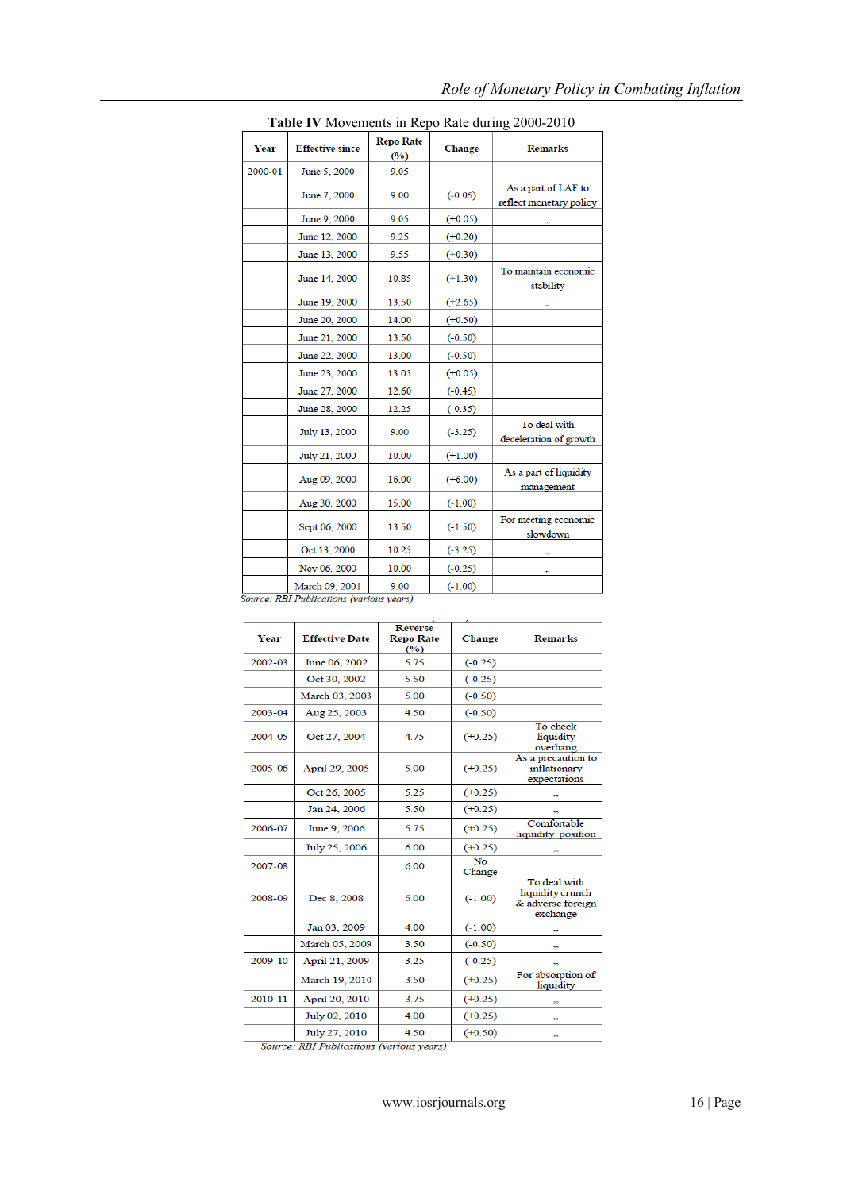**Table IV** Movements in Repo Rate during 2000-2010

| Year | Effective since | Repo Rate (%) | Change | Remarks |
|---|---|---|---|---|
| 2000-01 | June 5, 2000 | 9.05 | | |
| | June 7, 2000 | 9.00 | (-0.05) | As a part of LAF to reflect monetary policy |
| | June 9, 2000 | 9.05 | (+0.05) | ,, |
| | June 12, 2000 | 9.25 | (+0.20) | |
| | June 13, 2000 | 9.55 | (+0.30) | |
| | June 14, 2000 | 10.85 | (+1.30) | To maintain economic stability |
| | June 19, 2000 | 13.50 | (+2.65) | ,, |
| | June 20, 2000 | 14.00 | (+0.50) | |
| | June 21, 2000 | 13.50 | (-0.50) | |
| | June 22, 2000 | 13.00 | (-0.50) | |
| | June 23, 2000 | 13.05 | (+0.05) | |
| | June 27, 2000 | 12.60 | (-0.45) | |
| | June 28, 2000 | 12.25 | (-0.35) | |
| | July 13, 2000 | 9.00 | (-3.25) | To deal with deceleration of growth |
| | July 21, 2000 | 10.00 | (+1.00) | |
| | Aug 09, 2000 | 16.00 | (+6.00) | As a part of liquidity management |
| | Aug 30, 2000 | 15.00 | (-1.00) | |
| | Sept 06, 2000 | 13.50 | (-1.50) | For meeting economic slowdown |
| | Oct 13, 2000 | 10.25 | (-3.25) | ,, |
| | Nov 06, 2000 | 10.00 | (-0.25) | ,, |
| | March 09, 2001 | 9.00 | (-1.00) | |

*Source: RBI Publications (various years)*

| Year | Effective Date | Reverse Repo Rate (%) | Change | Remarks |
|---|---|---|---|---|
| 2002-03 | June 06, 2002 | 5.75 | (-0.25) | |
| | Oct 30, 2002 | 5.50 | (-0.25) | |
| | March 03, 2003 | 5.00 | (-0.50) | |
| 2003-04 | Aug 25, 2003 | 4.50 | (-0.50) | |
| 2004-05 | Oct 27, 2004 | 4.75 | (+0.25) | To check liquidity overhang |
| 2005-06 | April 29, 2005 | 5.00 | (+0.25) | As a precaution to inflationary expectations |
| | Oct 26, 2005 | 5.25 | (+0.25) | ,, |
| | Jan 24, 2006 | 5.50 | (+0.25) | ,, |
| 2006-07 | June 9, 2006 | 5.75 | (+0.25) | Comfortable liquidity position |
| | July 25, 2006 | 6.00 | (+0.25) | ,, |
| 2007-08 | | 6.00 | No Change | |
| 2008-09 | Dec 8, 2008 | 5.00 | (-1.00) | To deal with liquidity crunch & adverse foreign exchange |
| | Jan 03, 2009 | 4.00 | (-1.00) | ,, |
| | March 05, 2009 | 3.50 | (-0.50) | ,, |
| 2009-10 | April 21, 2009 | 3.25 | (-0.25) | ,, |
| | March 19, 2010 | 3.50 | (+0.25) | For absorption of liquidity |
| 2010-11 | April 20, 2010 | 3.75 | (+0.25) | ,, |
| | July 02, 2010 | 4.00 | (+0.25) | ,, |
| | July 27, 2010 | 4.50 | (+0.50) | ,, |

*Source: RBI Publications (various years)*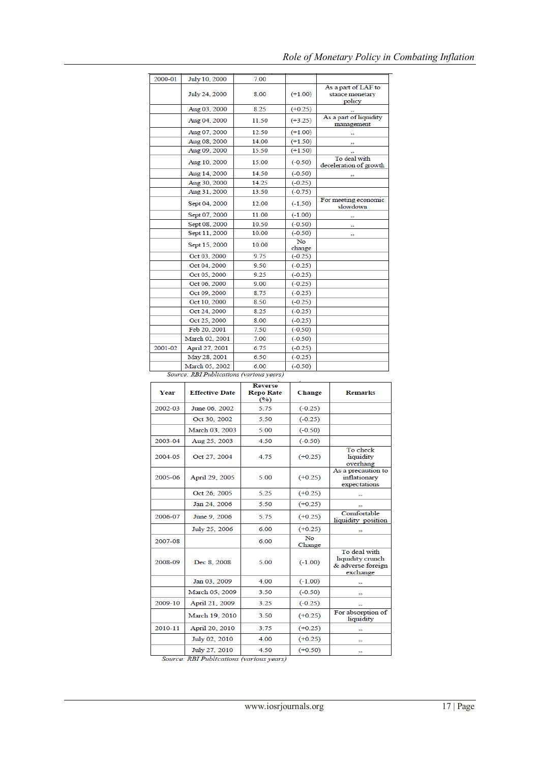| 2000-01 | July 10, 2000 | 7.00 | | |
|---|---|---|---|---|
| | July 24, 2000 | 8.00 | (+1.00) | As a part of LAF to stance monetary policy |
| | Aug 03, 2000 | 8.25 | (+0.25) | ,, |
| | Aug 04, 2000 | 11.50 | (+3.25) | As a part of liquidity management |
| | Aug 07, 2000 | 12.50 | (+1.00) | ,, |
| | Aug 08, 2000 | 14.00 | (+1.50) | ,, |
| | Aug 09, 2000 | 15.50 | (+1.50) | ,, |
| | Aug 10, 2000 | 15.00 | (-0.50) | To deal with deceleration of growth |
| | Aug 14, 2000 | 14.50 | (-0.50) | ,, |
| | Aug 30, 2000 | 14.25 | (-0.25) | |
| | Aug 31, 2000 | 13.50 | (-0.75) | |
| | Sept 04, 2000 | 12.00 | (-1.50) | For meeting economic slowdown |
| | Sept 07, 2000 | 11.00 | (-1.00) | ,, |
| | Sept 08, 2000 | 10.50 | (-0.50) | ,, |
| | Sept 11, 2000 | 10.00 | (-0.50) | ,, |
| | Sept 15, 2000 | 10.00 | No change | |
| | Oct 03, 2000 | 9.75 | (-0.25) | |
| | Oct 04, 2000 | 9.50 | (-0.25) | |
| | Oct 05, 2000 | 9.25 | (-0.25) | |
| | Oct 06, 2000 | 9.00 | (-0.25) | |
| | Oct 09, 2000 | 8.75 | (-0.25) | |
| | Oct 10, 2000 | 8.50 | (-0.25) | |
| | Oct 24, 2000 | 8.25 | (-0.25) | |
| | Oct 25, 2000 | 8.00 | (-0.25) | |
| | Feb 20, 2001 | 7.50 | (-0.50) | |
| | March 02, 2001 | 7.00 | (-0.50) | |
| 2001-02 | April 27, 2001 | 6.75 | (-0.25) | |
| | May 28, 2001 | 6.50 | (-0.25) | |
| | March 05, 2002 | 6.00 | (-0.50) | |

*Source: RBI Publications (various years)*

| Year | Effective Date | Reverse Repo Rate (%) | Change | Remarks |
|---|---|---|---|---|
| 2002-03 | June 06, 2002 | 5.75 | (-0.25) | |
| | Oct 30, 2002 | 5.50 | (-0.25) | |
| | March 03, 2003 | 5.00 | (-0.50) | |
| 2003-04 | Aug 25, 2003 | 4.50 | (-0.50) | |
| 2004-05 | Oct 27, 2004 | 4.75 | (+0.25) | To check liquidity overhang |
| 2005-06 | April 29, 2005 | 5.00 | (+0.25) | As a precaution to inflationary expectations |
| | Oct 26, 2005 | 5.25 | (+0.25) | ,, |
| | Jan 24, 2006 | 5.50 | (+0.25) | ,, |
| 2006-07 | June 9, 2006 | 5.75 | (+0.25) | Comfortable liquidity position |
| | July 25, 2006 | 6.00 | (+0.25) | ,, |
| 2007-08 | | 6.00 | No Change | |
| 2008-09 | Dec 8, 2008 | 5.00 | (-1.00) | To deal with liquidity crunch & adverse foreign exchange |
| | Jan 03, 2009 | 4.00 | (-1.00) | ,, |
| | March 05, 2009 | 3.50 | (-0.50) | ,, |
| 2009-10 | April 21, 2009 | 3.25 | (-0.25) | ,, |
| | March 19, 2010 | 3.50 | (+0.25) | For absorption of liquidity |
| 2010-11 | April 20, 2010 | 3.75 | (+0.25) | ,, |
| | July 02, 2010 | 4.00 | (+0.25) | ,, |
| | July 27, 2010 | 4.50 | (+0.50) | ,, |

*Source: RBI Publications (various years)*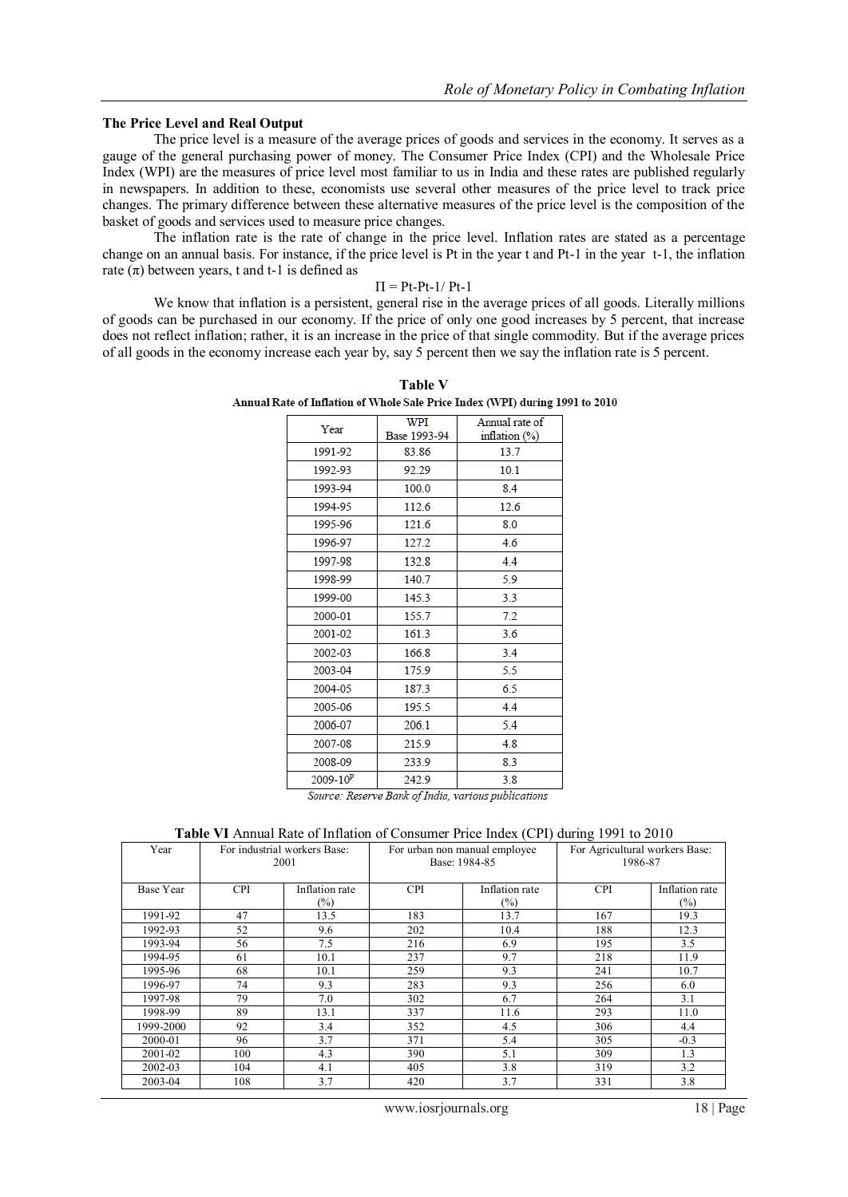### The Price Level and Real Output

The price level is a measure of the average prices of goods and services in the economy. It serves as a gauge of the general purchasing power of money. The Consumer Price Index (CPI) and the Wholesale Price Index (WPI) are the measures of price level most familiar to us in India and these rates are published regularly in newspapers. In addition to these, economists use several other measures of the price level to track price changes. The primary difference between these alternative measures of the price level is the composition of the basket of goods and services used to measure price changes.

The inflation rate is the rate of change in the price level. Inflation rates are stated as a percentage change on an annual basis. For instance, if the price level is Pt in the year t and Pt-1 in the year t-1, the inflation rate ($\pi$) between years, t and t-1 is defined as

$$\Pi = Pt\text{-}Pt\text{-}1/\ Pt\text{-}1$$

We know that inflation is a persistent, general rise in the average prices of all goods. Literally millions of goods can be purchased in our economy. If the price of only one good increases by 5 percent, that increase does not reflect inflation; rather, it is an increase in the price of that single commodity. But if the average prices of all goods in the economy increase each year by, say 5 percent then we say the inflation rate is 5 percent.

**Table V**

**Annual Rate of Inflation of Whole Sale Price Index (WPI) during 1991 to 2010**

| Year | WPI Base 1993-94 | Annual rate of inflation (%) |
|---|---|---|
| 1991-92 | 83.86 | 13.7 |
| 1992-93 | 92.29 | 10.1 |
| 1993-94 | 100.0 | 8.4 |
| 1994-95 | 112.6 | 12.6 |
| 1995-96 | 121.6 | 8.0 |
| 1996-97 | 127.2 | 4.6 |
| 1997-98 | 132.8 | 4.4 |
| 1998-99 | 140.7 | 5.9 |
| 1999-00 | 145.3 | 3.3 |
| 2000-01 | 155.7 | 7.2 |
| 2001-02 | 161.3 | 3.6 |
| 2002-03 | 166.8 | 3.4 |
| 2003-04 | 175.9 | 5.5 |
| 2004-05 | 187.3 | 6.5 |
| 2005-06 | 195.5 | 4.4 |
| 2006-07 | 206.1 | 5.4 |
| 2007-08 | 215.9 | 4.8 |
| 2008-09 | 233.9 | 8.3 |
| 2009-10[P] | 242.9 | 3.8 |

*Source: Reserve Bank of India, various publications*

**Table VI** Annual Rate of Inflation of Consumer Price Index (CPI) during 1991 to 2010

| Year | For industrial workers Base: 2001 | | For urban non manual employee Base: 1984-85 | | For Agricultural workers Base: 1986-87 | |
|---|---|---|---|---|---|---|
| Base Year | CPI | Inflation rate (%) | CPI | Inflation rate (%) | CPI | Inflation rate (%) |
| 1991-92 | 47 | 13.5 | 183 | 13.7 | 167 | 19.3 |
| 1992-93 | 52 | 9.6 | 202 | 10.4 | 188 | 12.3 |
| 1993-94 | 56 | 7.5 | 216 | 6.9 | 195 | 3.5 |
| 1994-95 | 61 | 10.1 | 237 | 9.7 | 218 | 11.9 |
| 1995-96 | 68 | 10.1 | 259 | 9.3 | 241 | 10.7 |
| 1996-97 | 74 | 9.3 | 283 | 9.3 | 256 | 6.0 |
| 1997-98 | 79 | 7.0 | 302 | 6.7 | 264 | 3.1 |
| 1998-99 | 89 | 13.1 | 337 | 11.6 | 293 | 11.0 |
| 1999-2000 | 92 | 3.4 | 352 | 4.5 | 306 | 4.4 |
| 2000-01 | 96 | 3.7 | 371 | 5.4 | 305 | -0.3 |
| 2001-02 | 100 | 4.3 | 390 | 5.1 | 309 | 1.3 |
| 2002-03 | 104 | 4.1 | 405 | 3.8 | 319 | 3.2 |
| 2003-04 | 108 | 3.7 | 420 | 3.7 | 331 | 3.8 |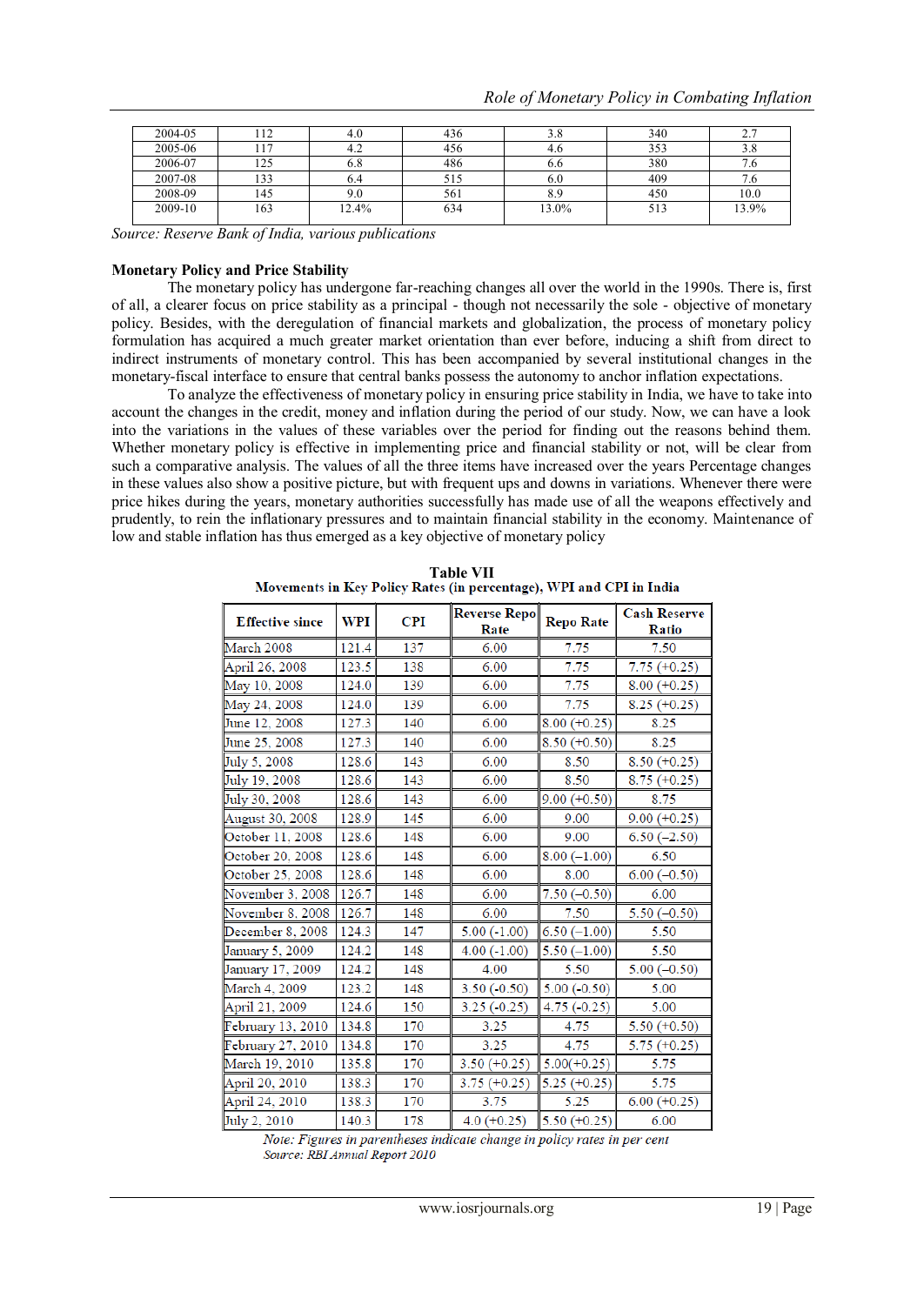| 2004-05 | 112 | 4.0 | 436 | 3.8 | 340 | 2.7 |
|---|---|---|---|---|---|---|
| 2005-06 | 117 | 4.2 | 456 | 4.6 | 353 | 3.8 |
| 2006-07 | 125 | 6.8 | 486 | 6.6 | 380 | 7.6 |
| 2007-08 | 133 | 6.4 | 515 | 6.0 | 409 | 7.6 |
| 2008-09 | 145 | 9.0 | 561 | 8.9 | 450 | 10.0 |
| 2009-10 | 163 | 12.4% | 634 | 13.0% | 513 | 13.9% |

*Source: Reserve Bank of India, various publications*

**Monetary Policy and Price Stability**

The monetary policy has undergone far-reaching changes all over the world in the 1990s. There is, first of all, a clearer focus on price stability as a principal - though not necessarily the sole - objective of monetary policy. Besides, with the deregulation of financial markets and globalization, the process of monetary policy formulation has acquired a much greater market orientation than ever before, inducing a shift from direct to indirect instruments of monetary control. This has been accompanied by several institutional changes in the monetary-fiscal interface to ensure that central banks possess the autonomy to anchor inflation expectations.

To analyze the effectiveness of monetary policy in ensuring price stability in India, we have to take into account the changes in the credit, money and inflation during the period of our study. Now, we can have a look into the variations in the values of these variables over the period for finding out the reasons behind them. Whether monetary policy is effective in implementing price and financial stability or not, will be clear from such a comparative analysis. The values of all the three items have increased over the years Percentage changes in these values also show a positive picture, but with frequent ups and downs in variations. Whenever there were price hikes during the years, monetary authorities successfully has made use of all the weapons effectively and prudently, to rein the inflationary pressures and to maintain financial stability in the economy. Maintenance of low and stable inflation has thus emerged as a key objective of monetary policy

**Table VII**
**Movements in Key Policy Rates (in percentage), WPI and CPI in India**

| Effective since | WPI | CPI | Reverse Repo Rate | Repo Rate | Cash Reserve Ratio |
|---|---|---|---|---|---|
| March 2008 | 121.4 | 137 | 6.00 | 7.75 | 7.50 |
| April 26, 2008 | 123.5 | 138 | 6.00 | 7.75 | 7.75 (+0.25) |
| May 10, 2008 | 124.0 | 139 | 6.00 | 7.75 | 8.00 (+0.25) |
| May 24, 2008 | 124.0 | 139 | 6.00 | 7.75 | 8.25 (+0.25) |
| June 12, 2008 | 127.3 | 140 | 6.00 | 8.00 (+0.25) | 8.25 |
| June 25, 2008 | 127.3 | 140 | 6.00 | 8.50 (+0.50) | 8.25 |
| July 5, 2008 | 128.6 | 143 | 6.00 | 8.50 | 8.50 (+0.25) |
| July 19, 2008 | 128.6 | 143 | 6.00 | 8.50 | 8.75 (+0.25) |
| July 30, 2008 | 128.6 | 143 | 6.00 | 9.00 (+0.50) | 8.75 |
| August 30, 2008 | 128.9 | 145 | 6.00 | 9.00 | 9.00 (+0.25) |
| October 11, 2008 | 128.6 | 148 | 6.00 | 9.00 | 6.50 (–2.50) |
| October 20, 2008 | 128.6 | 148 | 6.00 | 8.00 (–1.00) | 6.50 |
| October 25, 2008 | 128.6 | 148 | 6.00 | 8.00 | 6.00 (–0.50) |
| November 3, 2008 | 126.7 | 148 | 6.00 | 7.50 (–0.50) | 6.00 |
| November 8, 2008 | 126.7 | 148 | 6.00 | 7.50 | 5.50 (–0.50) |
| December 8, 2008 | 124.3 | 147 | 5.00 (-1.00) | 6.50 (–1.00) | 5.50 |
| January 5, 2009 | 124.2 | 148 | 4.00 (-1.00) | 5.50 (–1.00) | 5.50 |
| January 17, 2009 | 124.2 | 148 | 4.00 | 5.50 | 5.00 (–0.50) |
| March 4, 2009 | 123.2 | 148 | 3.50 (-0.50) | 5.00 (-0.50) | 5.00 |
| April 21, 2009 | 124.6 | 150 | 3.25 (-0.25) | 4.75 (-0.25) | 5.00 |
| February 13, 2010 | 134.8 | 170 | 3.25 | 4.75 | 5.50 (+0.50) |
| February 27, 2010 | 134.8 | 170 | 3.25 | 4.75 | 5.75 (+0.25) |
| March 19, 2010 | 135.8 | 170 | 3.50 (+0.25) | 5.00(+0.25) | 5.75 |
| April 20, 2010 | 138.3 | 170 | 3.75 (+0.25) | 5.25 (+0.25) | 5.75 |
| April 24, 2010 | 138.3 | 170 | 3.75 | 5.25 | 6.00 (+0.25) |
| July 2, 2010 | 140.3 | 178 | 4.0 (+0.25) | 5.50 (+0.25) | 6.00 |

*Note: Figures in parentheses indicate change in policy rates in per cent*
*Source: RBI Annual Report 2010*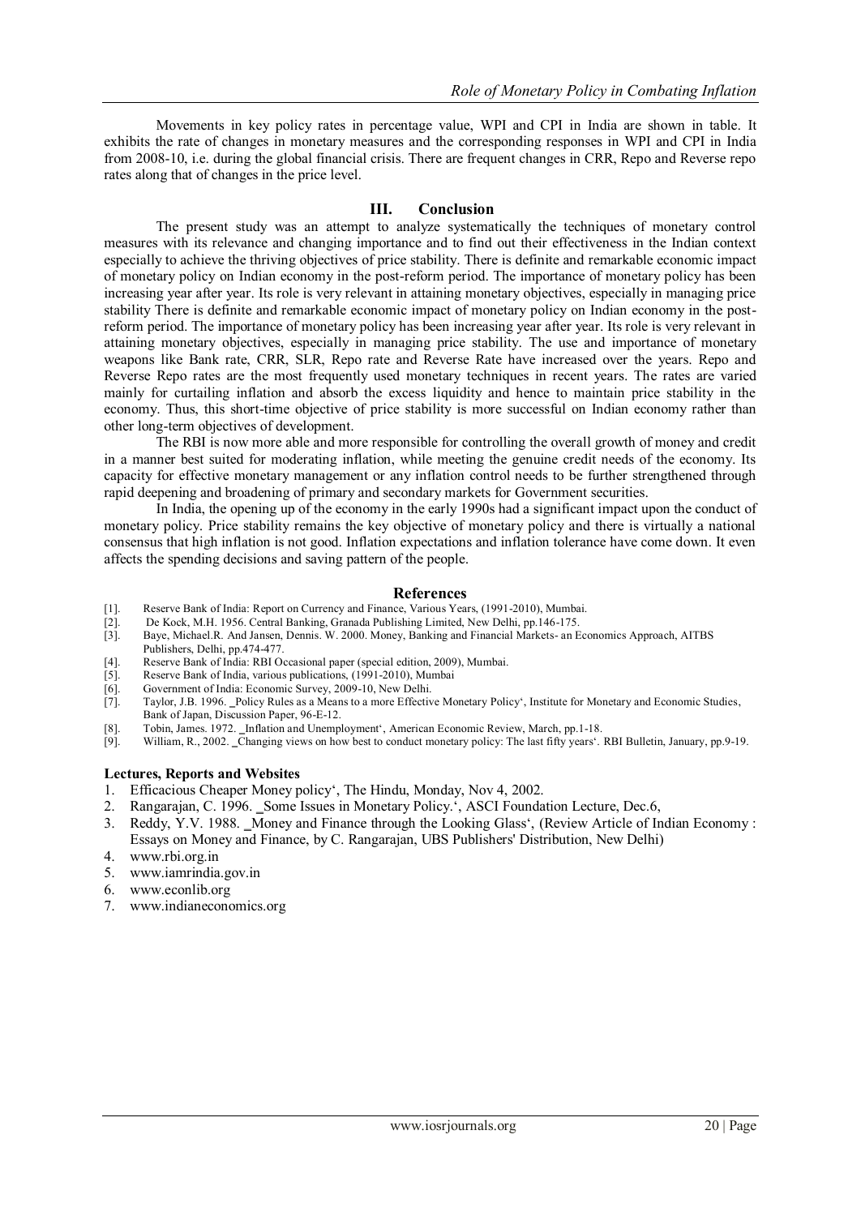Movements in key policy rates in percentage value, WPI and CPI in India are shown in table. It exhibits the rate of changes in monetary measures and the corresponding responses in WPI and CPI in India from 2008-10, i.e. during the global financial crisis. There are frequent changes in CRR, Repo and Reverse repo rates along that of changes in the price level.

## III. Conclusion

The present study was an attempt to analyze systematically the techniques of monetary control measures with its relevance and changing importance and to find out their effectiveness in the Indian context especially to achieve the thriving objectives of price stability. There is definite and remarkable economic impact of monetary policy on Indian economy in the post-reform period. The importance of monetary policy has been increasing year after year. Its role is very relevant in attaining monetary objectives, especially in managing price stability There is definite and remarkable economic impact of monetary policy on Indian economy in the post-reform period. The importance of monetary policy has been increasing year after year. Its role is very relevant in attaining monetary objectives, especially in managing price stability. The use and importance of monetary weapons like Bank rate, CRR, SLR, Repo rate and Reverse Rate have increased over the years. Repo and Reverse Repo rates are the most frequently used monetary techniques in recent years. The rates are varied mainly for curtailing inflation and absorb the excess liquidity and hence to maintain price stability in the economy. Thus, this short-time objective of price stability is more successful on Indian economy rather than other long-term objectives of development.

The RBI is now more able and more responsible for controlling the overall growth of money and credit in a manner best suited for moderating inflation, while meeting the genuine credit needs of the economy. Its capacity for effective monetary management or any inflation control needs to be further strengthened through rapid deepening and broadening of primary and secondary markets for Government securities.

In India, the opening up of the economy in the early 1990s had a significant impact upon the conduct of monetary policy. Price stability remains the key objective of monetary policy and there is virtually a national consensus that high inflation is not good. Inflation expectations and inflation tolerance have come down. It even affects the spending decisions and saving pattern of the people.

## References

[1]. Reserve Bank of India: Report on Currency and Finance, Various Years, (1991-2010), Mumbai.
[2]. De Kock, M.H. 1956. Central Banking, Granada Publishing Limited, New Delhi, pp.146-175.
[3]. Baye, Michael.R. And Jansen, Dennis. W. 2000. Money, Banking and Financial Markets- an Economics Approach, AITBS Publishers, Delhi, pp.474-477.
[4]. Reserve Bank of India: RBI Occasional paper (special edition, 2009), Mumbai.
[5]. Reserve Bank of India, various publications, (1991-2010), Mumbai
[6]. Government of India: Economic Survey, 2009-10, New Delhi.
[7]. Taylor, J.B. 1996. ‗Policy Rules as a Means to a more Effective Monetary Policy', Institute for Monetary and Economic Studies, Bank of Japan, Discussion Paper, 96-E-12.
[8]. Tobin, James. 1972. ‗Inflation and Unemployment', American Economic Review, March, pp.1-18.
[9]. William, R., 2002. ‗Changing views on how best to conduct monetary policy: The last fifty years'. RBI Bulletin, January, pp.9-19.

### Lectures, Reports and Websites

1. Efficacious Cheaper Money policy', The Hindu, Monday, Nov 4, 2002.
2. Rangarajan, C. 1996. ‗Some Issues in Monetary Policy.', ASCI Foundation Lecture, Dec.6,
3. Reddy, Y.V. 1988. ‗Money and Finance through the Looking Glass', (Review Article of Indian Economy : Essays on Money and Finance, by C. Rangarajan, UBS Publishers' Distribution, New Delhi)
4. www.rbi.org.in
5. www.iamrindia.gov.in
6. www.econlib.org
7. www.indianeconomics.org